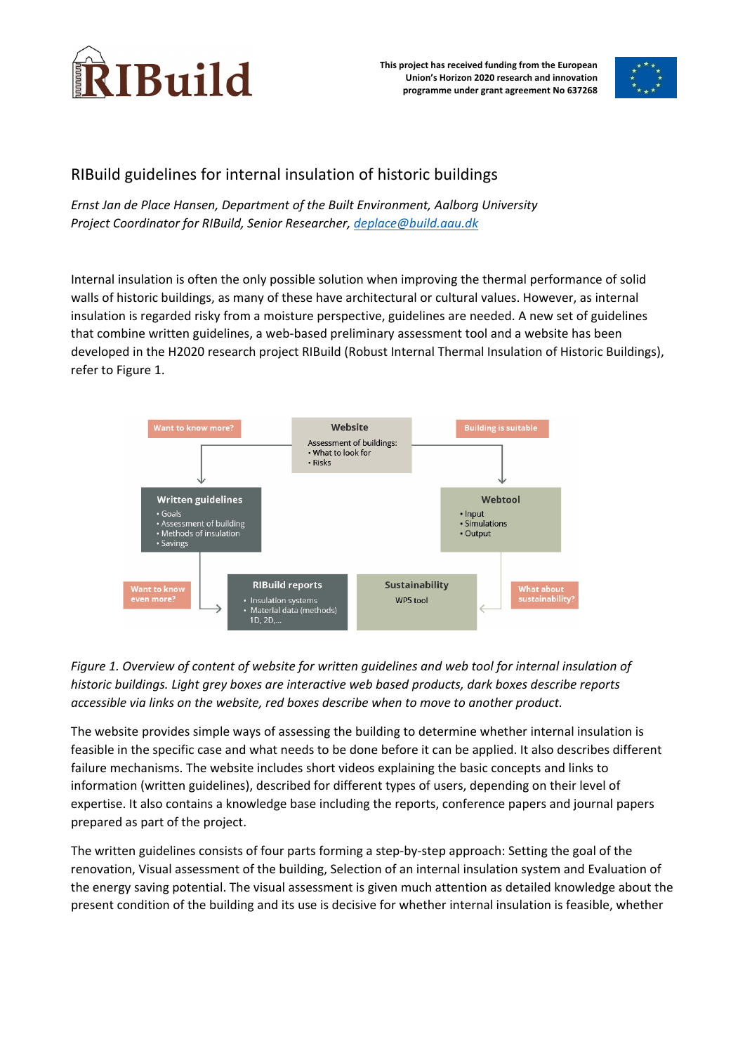This project has received funding from the European Union's Horizon 2020 research and innovation programme under grant agreement No 637268

# RIBuild guidelines for internal insulation of historic buildings

*Ernst Jan de Place Hansen, Department of the Built Environment, Aalborg University*
*Project Coordinator for RIBuild, Senior Researcher, deplace@build.aau.dk*

Internal insulation is often the only possible solution when improving the thermal performance of solid walls of historic buildings, as many of these have architectural or cultural values. However, as internal insulation is regarded risky from a moisture perspective, guidelines are needed. A new set of guidelines that combine written guidelines, a web-based preliminary assessment tool and a website has been developed in the H2020 research project RIBuild (Robust Internal Thermal Insulation of Historic Buildings), refer to Figure 1.

*Figure 1. Overview of content of website for written guidelines and web tool for internal insulation of historic buildings. Light grey boxes are interactive web based products, dark boxes describe reports accessible via links on the website, red boxes describe when to move to another product.*

The website provides simple ways of assessing the building to determine whether internal insulation is feasible in the specific case and what needs to be done before it can be applied. It also describes different failure mechanisms. The website includes short videos explaining the basic concepts and links to information (written guidelines), described for different types of users, depending on their level of expertise. It also contains a knowledge base including the reports, conference papers and journal papers prepared as part of the project.

The written guidelines consists of four parts forming a step-by-step approach: Setting the goal of the renovation, Visual assessment of the building, Selection of an internal insulation system and Evaluation of the energy saving potential. The visual assessment is given much attention as detailed knowledge about the present condition of the building and its use is decisive for whether internal insulation is feasible, whether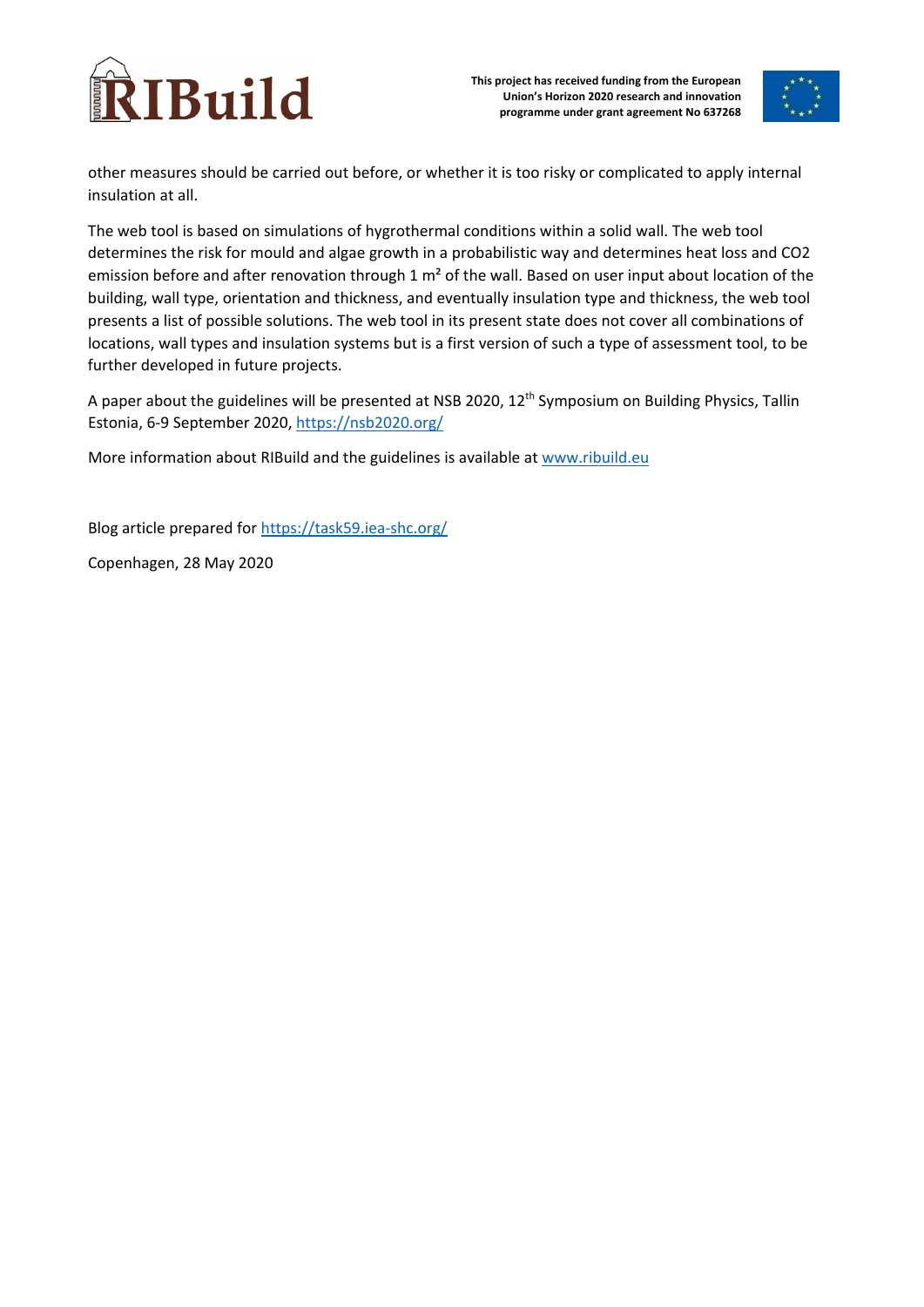other measures should be carried out before, or whether it is too risky or complicated to apply internal insulation at all.

The web tool is based on simulations of hygrothermal conditions within a solid wall. The web tool determines the risk for mould and algae growth in a probabilistic way and determines heat loss and $CO_2$ emission before and after renovation through 1 $m^2$ of the wall. Based on user input about location of the building, wall type, orientation and thickness, and eventually insulation type and thickness, the web tool presents a list of possible solutions. The web tool in its present state does not cover all combinations of locations, wall types and insulation systems but is a first version of such a type of assessment tool, to be further developed in future projects.

A paper about the guidelines will be presented at NSB 2020, 12th Symposium on Building Physics, Tallin Estonia, 6-9 September 2020, https://nsb2020.org/

More information about RIBuild and the guidelines is available at www.ribuild.eu

Blog article prepared for https://task59.iea-shc.org/

Copenhagen, 28 May 2020